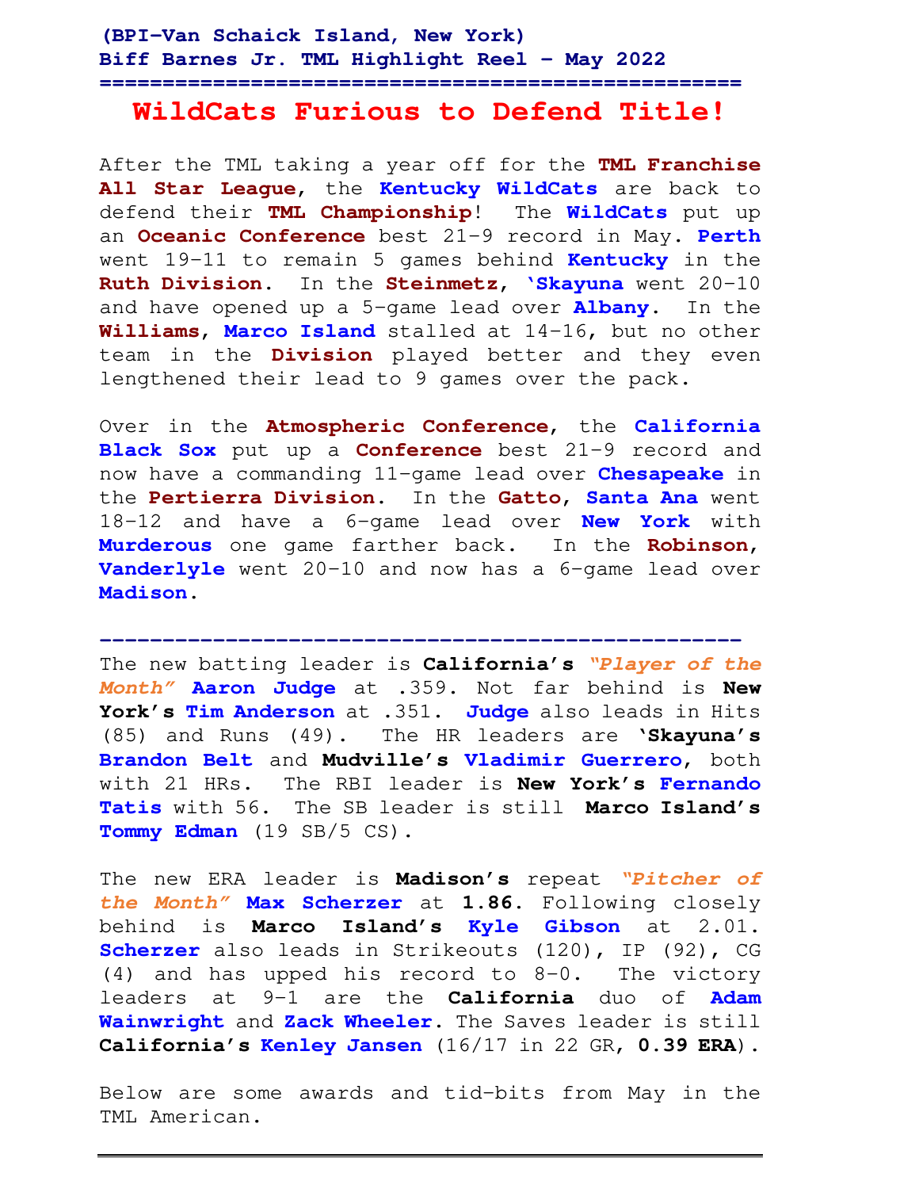**(BPI-Van Schaick Island, New York)**
**Biff Barnes Jr. TML Highlight Reel – May 2022**

=====================================================

# WildCats Furious to Defend Title!

After the TML taking a year off for the **TML Franchise All Star League**, the **Kentucky WildCats** are back to defend their **TML Championship**! The **WildCats** put up an **Oceanic Conference** best 21-9 record in May. **Perth** went 19-11 to remain 5 games behind **Kentucky** in the **Ruth Division**. In the **Steinmetz**, **'Skayuna** went 20-10 and have opened up a 5-game lead over **Albany**. In the **Williams**, **Marco Island** stalled at 14-16, but no other team in the **Division** played better and they even lengthened their lead to 9 games over the pack.

Over in the **Atmospheric Conference**, the **California Black Sox** put up a **Conference** best 21-9 record and now have a commanding 11-game lead over **Chesapeake** in the **Pertierra Division**. In the **Gatto**, **Santa Ana** went 18-12 and have a 6-game lead over **New York** with **Murderous** one game farther back. In the **Robinson**, **Vanderlyle** went 20-10 and now has a 6-game lead over **Madison**.

---

The new batting leader is **California's** ***"Player of the Month"*** **Aaron Judge** at .359. Not far behind is **New York's** **Tim Anderson** at .351. **Judge** also leads in Hits (85) and Runs (49). The HR leaders are **'Skayuna's** **Brandon Belt** and **Mudville's** **Vladimir Guerrero**, both with 21 HRs. The RBI leader is **New York's** **Fernando Tatis** with 56. The SB leader is still **Marco Island's** **Tommy Edman** (19 SB/5 CS).

The new ERA leader is **Madison's** repeat ***"Pitcher of the Month"*** **Max Scherzer** at **1.86.** Following closely behind is **Marco Island's** **Kyle Gibson** at 2.01. **Scherzer** also leads in Strikeouts (120), IP (92), CG (4) and has upped his record to 8-0. The victory leaders at 9-1 are the **California** duo of **Adam Wainwright** and **Zack Wheeler**. The Saves leader is still **California's** **Kenley Jansen** (16/17 in 22 GR, **0.39 ERA**).

Below are some awards and tid-bits from May in the TML American.

---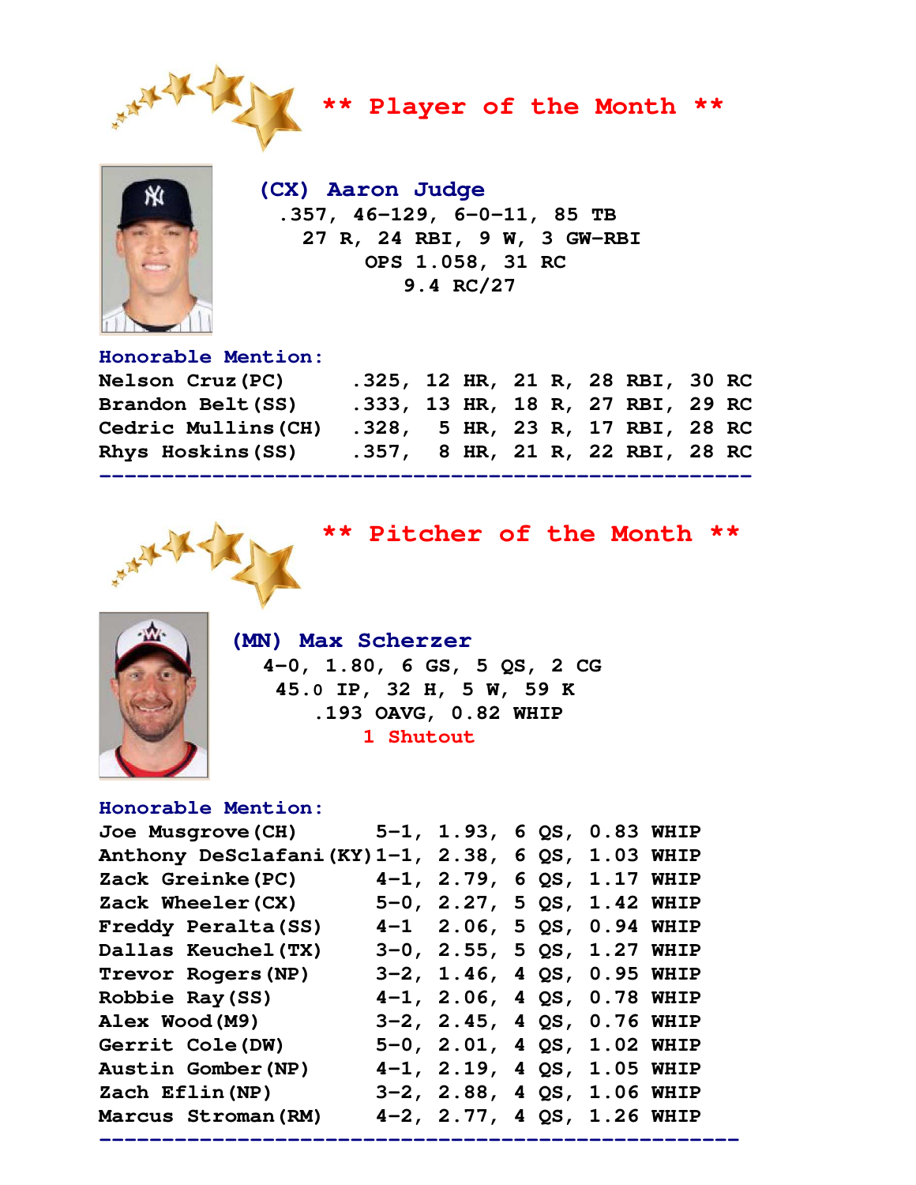## ** Player of the Month **

**(CX) Aaron Judge**

.357, 46-129, 6-0-11, 85 TB
27 R, 24 RBI, 9 W, 3 GW-RBI
OPS 1.058, 31 RC
9.4 RC/27

**Honorable Mention:**

| Player | AVG | HR | R | RBI | RC |
|---|---|---|---|---|---|
| Nelson Cruz(PC) | .325 | 12 HR | 21 R | 28 RBI | 30 RC |
| Brandon Belt(SS) | .333 | 13 HR | 18 R | 27 RBI | 29 RC |
| Cedric Mullins(CH) | .328 | 5 HR | 23 R | 17 RBI | 28 RC |
| Rhys Hoskins(SS) | .357 | 8 HR | 21 R | 22 RBI | 28 RC |

---

## ** Pitcher of the Month **

**(MN) Max Scherzer**

4-0, 1.80, 6 GS, 5 QS, 2 CG
45.0 IP, 32 H, 5 W, 59 K
.193 OAVG, 0.82 WHIP
1 Shutout

**Honorable Mention:**

| Pitcher | W-L | ERA | QS | WHIP |
|---|---|---|---|---|
| Joe Musgrove(CH) | 5-1 | 1.93 | 6 QS | 0.83 WHIP |
| Anthony DeSclafani(KY) | 1-1 | 2.38 | 6 QS | 1.03 WHIP |
| Zack Greinke(PC) | 4-1 | 2.79 | 6 QS | 1.17 WHIP |
| Zack Wheeler(CX) | 5-0 | 2.27 | 5 QS | 1.42 WHIP |
| Freddy Peralta(SS) | 4-1 | 2.06 | 5 QS | 0.94 WHIP |
| Dallas Keuchel(TX) | 3-0 | 2.55 | 5 QS | 1.27 WHIP |
| Trevor Rogers(NP) | 3-2 | 1.46 | 4 QS | 0.95 WHIP |
| Robbie Ray(SS) | 4-1 | 2.06 | 4 QS | 0.78 WHIP |
| Alex Wood(M9) | 3-2 | 2.45 | 4 QS | 0.76 WHIP |
| Gerrit Cole(DW) | 5-0 | 2.01 | 4 QS | 1.02 WHIP |
| Austin Gomber(NP) | 4-1 | 2.19 | 4 QS | 1.05 WHIP |
| Zach Eflin(NP) | 3-2 | 2.88 | 4 QS | 1.06 WHIP |
| Marcus Stroman(RM) | 4-2 | 2.77 | 4 QS | 1.26 WHIP |

---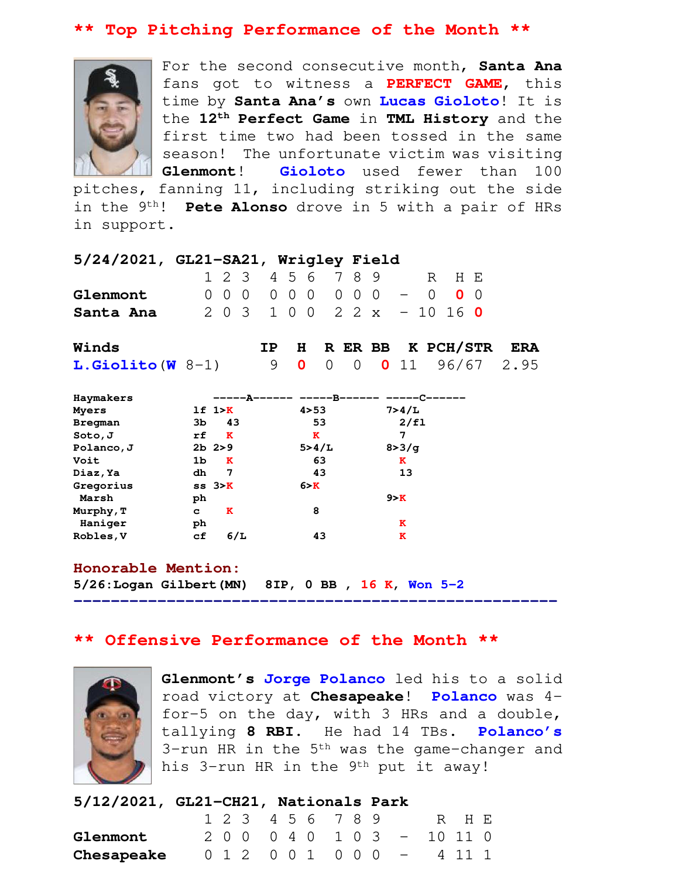## ** Top Pitching Performance of the Month **

For the second consecutive month, **Santa Ana** fans got to witness a **PERFECT GAME**, this time by **Santa Ana's** own **Lucas Gioloto**! It is the **12th Perfect Game** in **TML History** and the first time two had been tossed in the same season! The unfortunate victim was visiting **Glenmont**! **Gioloto** used fewer than 100 pitches, fanning 11, including striking out the side in the 9th! **Pete Alonso** drove in 5 with a pair of HRs in support.

**5/24/2021, GL21-SA21, Wrigley Field**

| | 1 | 2 | 3 | 4 | 5 | 6 | 7 | 8 | 9 | | R | H | E |
|---|---|---|---|---|---|---|---|---|---|---|---|---|---|
| **Glenmont** | 0 | 0 | 0 | 0 | 0 | 0 | 0 | 0 | 0 | - | 0 | 0 | 0 |
| **Santa Ana** | 2 | 0 | 3 | 1 | 0 | 0 | 2 | 2 | x | - | 10 | 16 | 0 |

| **Winds** | IP | H | R | ER | BB | K | PCH/STR | ERA |
|---|---|---|---|---|---|---|---|---|
| **L.Giolito(W 8-1)** | 9 | 0 | 0 | 0 | 0 | 11 | 96/67 | 2.95 |

| Haymakers | | A | B | C |
|---|---|---|---|---|
| Myers | lf | 1>K | 4>53 | 7>4/L |
| Bregman | 3b | 43 | 53 | 2/fl |
| Soto,J | rf | K | K | 7 |
| Polanco,J | 2b | 2>9 | 5>4/L | 8>3/g |
| Voit | 1b | K | 63 | K |
| Diaz,Ya | dh | 7 | 43 | 13 |
| Gregorius | ss | 3>K | 6>K | |
| Marsh | ph | | | 9>K |
| Murphy,T | c | K | 8 | |
| Haniger | ph | | | K |
| Robles,V | cf | 6/L | 43 | K |

**Honorable Mention:**
**5/26:Logan Gilbert(MN) 8IP, 0 BB , 16 K, Won 5-2**

---

## ** Offensive Performance of the Month **

**Glenmont's Jorge Polanco** led his to a solid road victory at **Chesapeake**! **Polanco** was 4-for-5 on the day, with 3 HRs and a double, tallying **8 RBI**. He had 14 TBs. **Polanco's** 3-run HR in the 5th was the game-changer and his 3-run HR in the 9th put it away!

**5/12/2021, GL21-CH21, Nationals Park**

| | 1 | 2 | 3 | 4 | 5 | 6 | 7 | 8 | 9 | | R | H | E |
|---|---|---|---|---|---|---|---|---|---|---|---|---|---|
| **Glenmont** | 2 | 0 | 0 | 0 | 4 | 0 | 1 | 0 | 3 | - | 10 | 11 | 0 |
| **Chesapeake** | 0 | 1 | 2 | 0 | 0 | 1 | 0 | 0 | 0 | - | 4 | 11 | 1 |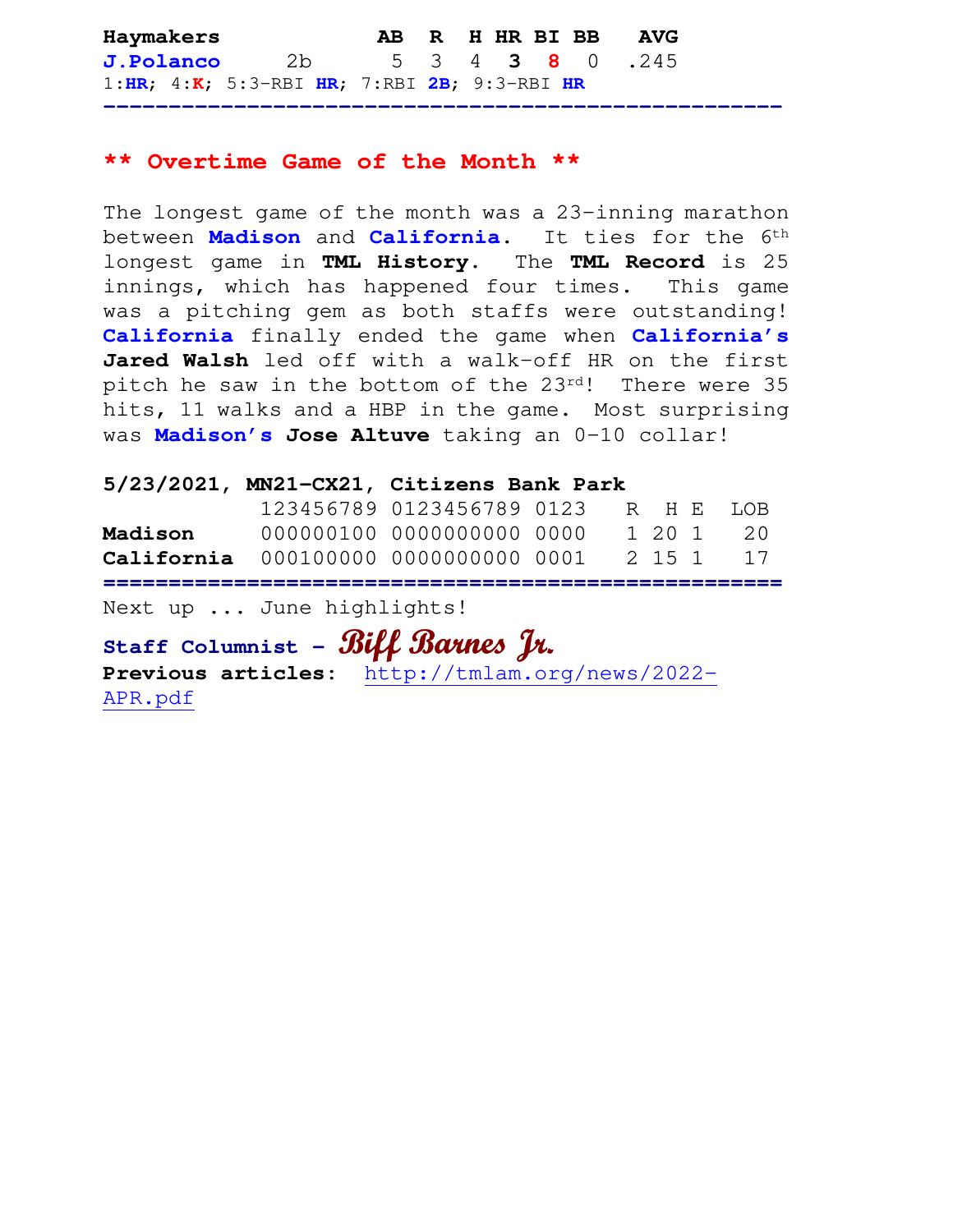| Haymakers | | AB | R | H | HR | BI | BB | AVG |
|---|---|---|---|---|---|---|---|---|
| **J.Polanco** | 2b | 5 | 3 | 4 | **3** | **8** | 0 | .245 |

1:**HR**; 4:**K**; 5:3-RBI **HR**; 7:RBI **2B**; 9:3-RBI **HR**

---

## ** Overtime Game of the Month **

The longest game of the month was a 23-inning marathon between **Madison** and **California**. It ties for the 6th longest game in **TML History**. The **TML Record** is 25 innings, which has happened four times. This game was a pitching gem as both staffs were outstanding! **California** finally ended the game when **California's Jared Walsh** led off with a walk-off HR on the first pitch he saw in the bottom of the 23rd! There were 35 hits, 11 walks and a HBP in the game. Most surprising was **Madison's Jose Altuve** taking an 0-10 collar!

**5/23/2021, MN21-CX21, Citizens Bank Park**

| | 123456789 | 0123456789 | 0123 | R | H | E | LOB |
|---|---|---|---|---|---|---|---|
| **Madison** | 000000100 | 0000000000 | 0000 | 1 | 20 | 1 | 20 |
| **California** | 000100000 | 0000000000 | 0001 | 2 | 15 | 1 | 17 |

---

Next up ... June highlights!

**Staff Columnist – *Biff Barnes Jr.***

**Previous articles:** http://tmlam.org/news/2022-APR.pdf